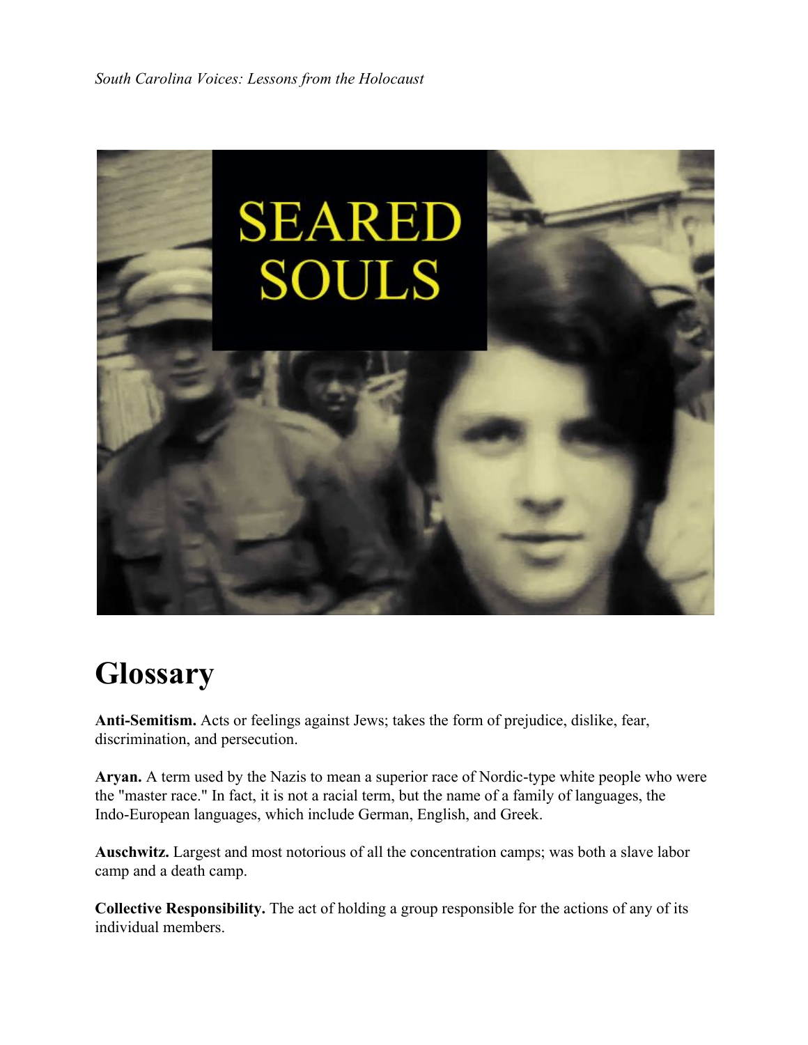*South Carolina Voices: Lessons from the Holocaust*

# Glossary

**Anti-Semitism.** Acts or feelings against Jews; takes the form of prejudice, dislike, fear, discrimination, and persecution.

**Aryan.** A term used by the Nazis to mean a superior race of Nordic-type white people who were the "master race." In fact, it is not a racial term, but the name of a family of languages, the Indo-European languages, which include German, English, and Greek.

**Auschwitz.** Largest and most notorious of all the concentration camps; was both a slave labor camp and a death camp.

**Collective Responsibility.** The act of holding a group responsible for the actions of any of its individual members.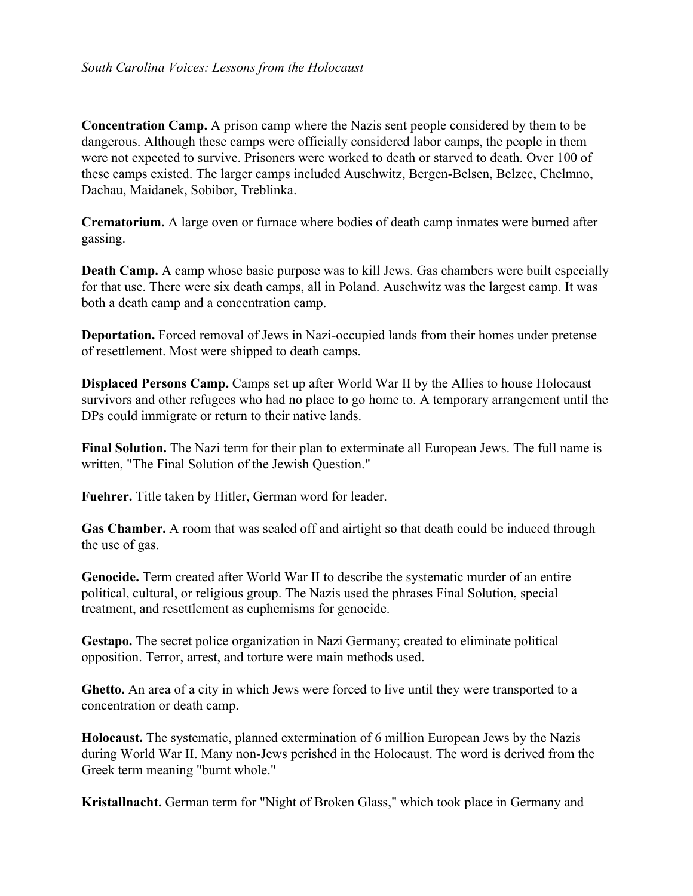**Concentration Camp.** A prison camp where the Nazis sent people considered by them to be dangerous. Although these camps were officially considered labor camps, the people in them were not expected to survive. Prisoners were worked to death or starved to death. Over 100 of these camps existed. The larger camps included Auschwitz, Bergen-Belsen, Belzec, Chelmno, Dachau, Maidanek, Sobibor, Treblinka.

**Crematorium.** A large oven or furnace where bodies of death camp inmates were burned after gassing.

**Death Camp.** A camp whose basic purpose was to kill Jews. Gas chambers were built especially for that use. There were six death camps, all in Poland. Auschwitz was the largest camp. It was both a death camp and a concentration camp.

**Deportation.** Forced removal of Jews in Nazi-occupied lands from their homes under pretense of resettlement. Most were shipped to death camps.

**Displaced Persons Camp.** Camps set up after World War II by the Allies to house Holocaust survivors and other refugees who had no place to go home to. A temporary arrangement until the DPs could immigrate or return to their native lands.

**Final Solution.** The Nazi term for their plan to exterminate all European Jews. The full name is written, "The Final Solution of the Jewish Question."

**Fuehrer.** Title taken by Hitler, German word for leader.

**Gas Chamber.** A room that was sealed off and airtight so that death could be induced through the use of gas.

**Genocide.** Term created after World War II to describe the systematic murder of an entire political, cultural, or religious group. The Nazis used the phrases Final Solution, special treatment, and resettlement as euphemisms for genocide.

**Gestapo.** The secret police organization in Nazi Germany; created to eliminate political opposition. Terror, arrest, and torture were main methods used.

**Ghetto.** An area of a city in which Jews were forced to live until they were transported to a concentration or death camp.

**Holocaust.** The systematic, planned extermination of 6 million European Jews by the Nazis during World War II. Many non-Jews perished in the Holocaust. The word is derived from the Greek term meaning "burnt whole."

**Kristallnacht.** German term for "Night of Broken Glass," which took place in Germany and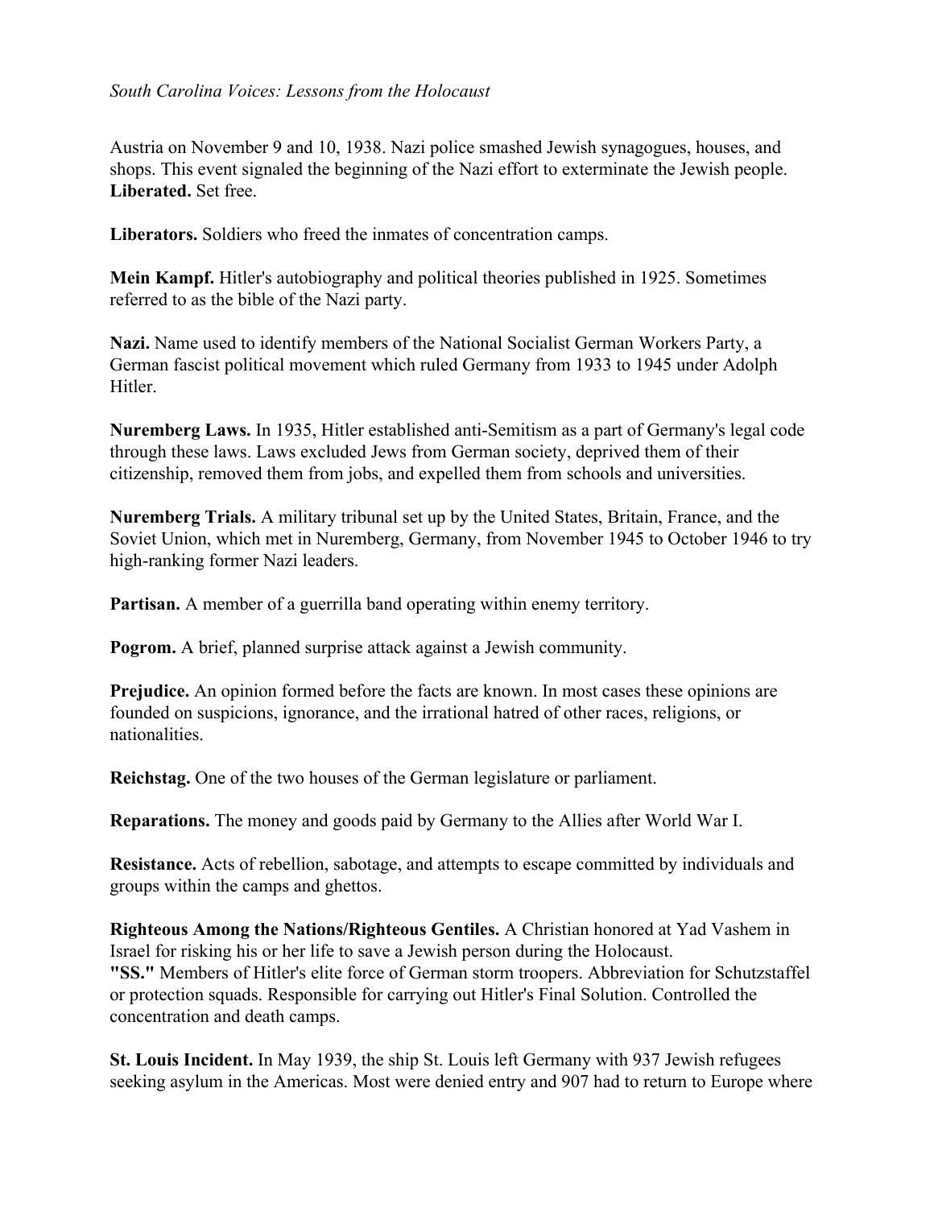Austria on November 9 and 10, 1938. Nazi police smashed Jewish synagogues, houses, and shops. This event signaled the beginning of the Nazi effort to exterminate the Jewish people.

**Liberated.** Set free.

**Liberators.** Soldiers who freed the inmates of concentration camps.

**Mein Kampf.** Hitler's autobiography and political theories published in 1925. Sometimes referred to as the bible of the Nazi party.

**Nazi.** Name used to identify members of the National Socialist German Workers Party, a German fascist political movement which ruled Germany from 1933 to 1945 under Adolph Hitler.

**Nuremberg Laws.** In 1935, Hitler established anti-Semitism as a part of Germany's legal code through these laws. Laws excluded Jews from German society, deprived them of their citizenship, removed them from jobs, and expelled them from schools and universities.

**Nuremberg Trials.** A military tribunal set up by the United States, Britain, France, and the Soviet Union, which met in Nuremberg, Germany, from November 1945 to October 1946 to try high-ranking former Nazi leaders.

**Partisan.** A member of a guerrilla band operating within enemy territory.

**Pogrom.** A brief, planned surprise attack against a Jewish community.

**Prejudice.** An opinion formed before the facts are known. In most cases these opinions are founded on suspicions, ignorance, and the irrational hatred of other races, religions, or nationalities.

**Reichstag.** One of the two houses of the German legislature or parliament.

**Reparations.** The money and goods paid by Germany to the Allies after World War I.

**Resistance.** Acts of rebellion, sabotage, and attempts to escape committed by individuals and groups within the camps and ghettos.

**Righteous Among the Nations/Righteous Gentiles.** A Christian honored at Yad Vashem in Israel for risking his or her life to save a Jewish person during the Holocaust.

**"SS."** Members of Hitler's elite force of German storm troopers. Abbreviation for Schutzstaffel or protection squads. Responsible for carrying out Hitler's Final Solution. Controlled the concentration and death camps.

**St. Louis Incident.** In May 1939, the ship St. Louis left Germany with 937 Jewish refugees seeking asylum in the Americas. Most were denied entry and 907 had to return to Europe where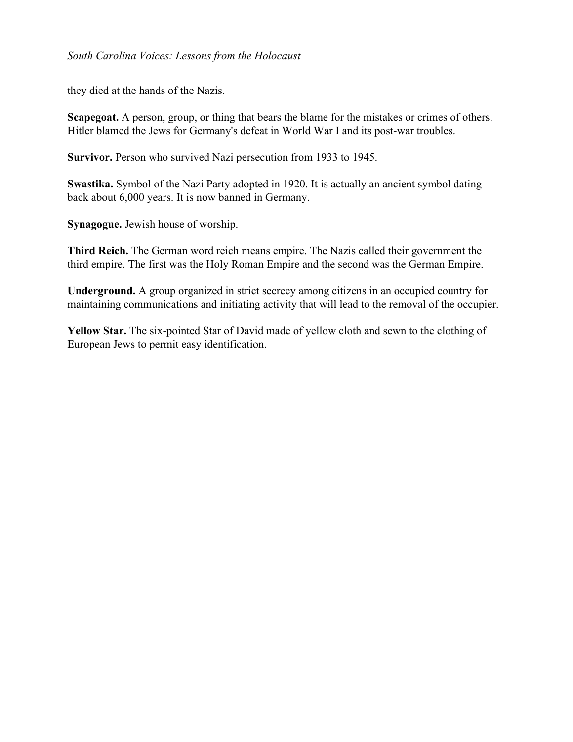they died at the hands of the Nazis.

**Scapegoat.** A person, group, or thing that bears the blame for the mistakes or crimes of others. Hitler blamed the Jews for Germany's defeat in World War I and its post-war troubles.

**Survivor.** Person who survived Nazi persecution from 1933 to 1945.

**Swastika.** Symbol of the Nazi Party adopted in 1920. It is actually an ancient symbol dating back about 6,000 years. It is now banned in Germany.

**Synagogue.** Jewish house of worship.

**Third Reich.** The German word reich means empire. The Nazis called their government the third empire. The first was the Holy Roman Empire and the second was the German Empire.

**Underground.** A group organized in strict secrecy among citizens in an occupied country for maintaining communications and initiating activity that will lead to the removal of the occupier.

**Yellow Star.** The six-pointed Star of David made of yellow cloth and sewn to the clothing of European Jews to permit easy identification.